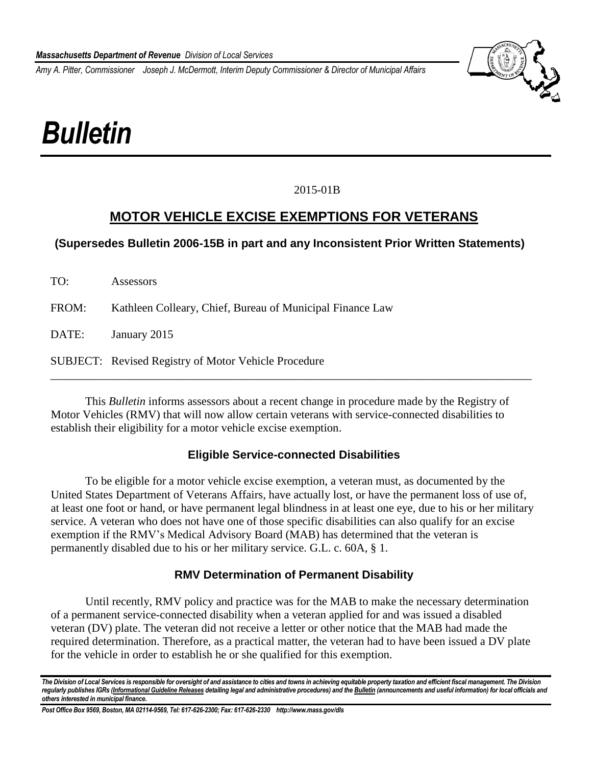*Massachusetts Department of Revenue Division of Local Services*

*Amy A. Pitter, Commissioner Joseph J. McDermott, Interim Deputy Commissioner & Director of Municipal Affairs*

# *Bulletin*

2015-01B

## MOTOR VEHICLE EXCISE EXEMPTIONS FOR VETERANS

**(Supersedes Bulletin 2006-15B in part and any Inconsistent Prior Written Statements)**

TO: Assessors

FROM: Kathleen Colleary, Chief, Bureau of Municipal Finance Law

DATE: January 2015

SUBJECT: Revised Registry of Motor Vehicle Procedure

---

This *Bulletin* informs assessors about a recent change in procedure made by the Registry of Motor Vehicles (RMV) that will now allow certain veterans with service-connected disabilities to establish their eligibility for a motor vehicle excise exemption.

### Eligible Service-connected Disabilities

To be eligible for a motor vehicle excise exemption, a veteran must, as documented by the United States Department of Veterans Affairs, have actually lost, or have the permanent loss of use of, at least one foot or hand, or have permanent legal blindness in at least one eye, due to his or her military service. A veteran who does not have one of those specific disabilities can also qualify for an excise exemption if the RMV's Medical Advisory Board (MAB) has determined that the veteran is permanently disabled due to his or her military service. G.L. c. 60A, § 1.

### RMV Determination of Permanent Disability

Until recently, RMV policy and practice was for the MAB to make the necessary determination of a permanent service-connected disability when a veteran applied for and was issued a disabled veteran (DV) plate. The veteran did not receive a letter or other notice that the MAB had made the required determination. Therefore, as a practical matter, the veteran had to have been issued a DV plate for the vehicle in order to establish he or she qualified for this exemption.

*The Division of Local Services is responsible for oversight of and assistance to cities and towns in achieving equitable property taxation and efficient fiscal management. The Division regularly publishes IGRs (Informational Guideline Releases detailing legal and administrative procedures) and the Bulletin (announcements and useful information) for local officials and others interested in municipal finance.*

*Post Office Box 9569, Boston, MA 02114-9569, Tel: 617-626-2300; Fax: 617-626-2330 http://www.mass.gov/dls*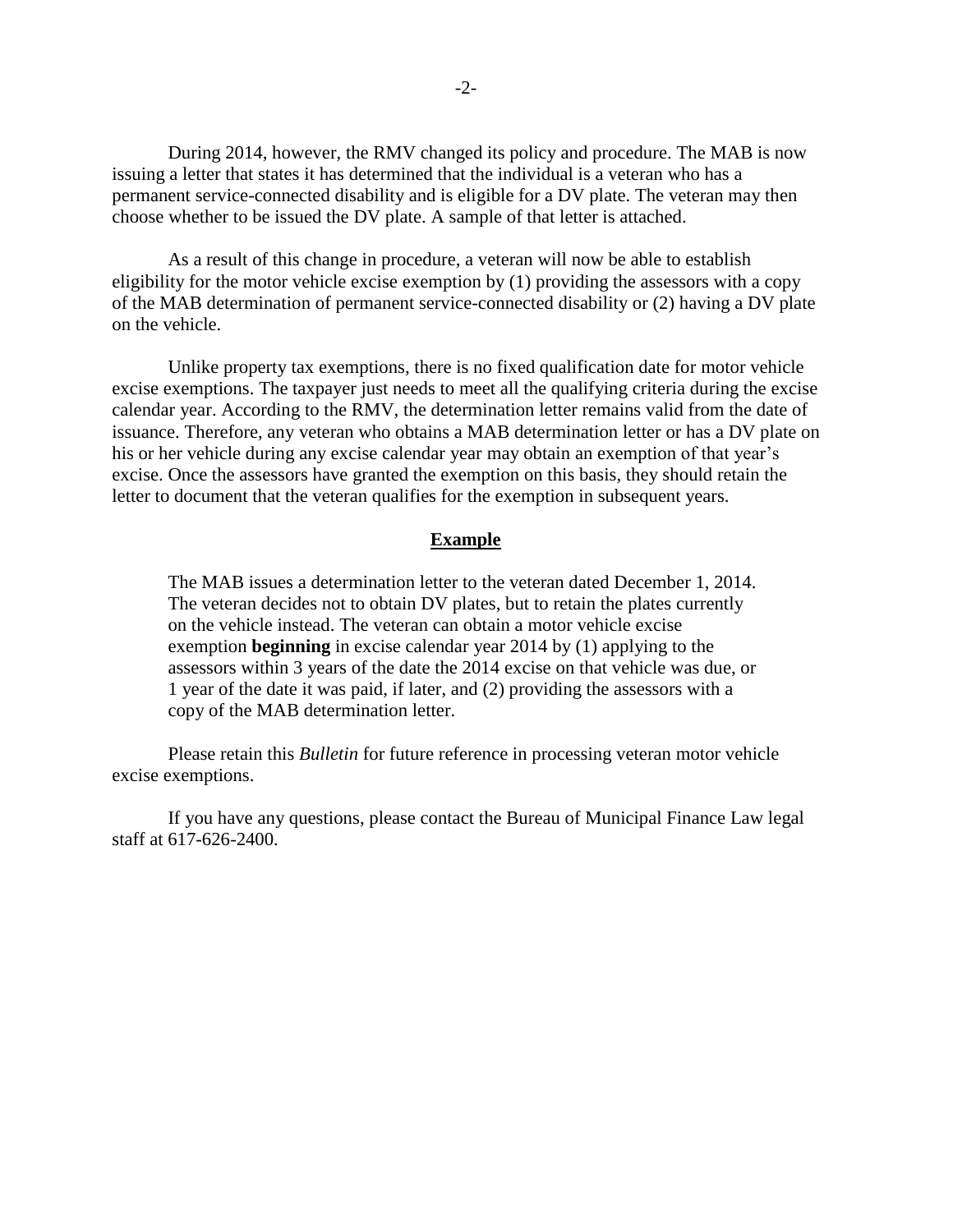During 2014, however, the RMV changed its policy and procedure. The MAB is now issuing a letter that states it has determined that the individual is a veteran who has a permanent service-connected disability and is eligible for a DV plate. The veteran may then choose whether to be issued the DV plate. A sample of that letter is attached.

As a result of this change in procedure, a veteran will now be able to establish eligibility for the motor vehicle excise exemption by (1) providing the assessors with a copy of the MAB determination of permanent service-connected disability or (2) having a DV plate on the vehicle.

Unlike property tax exemptions, there is no fixed qualification date for motor vehicle excise exemptions. The taxpayer just needs to meet all the qualifying criteria during the excise calendar year. According to the RMV, the determination letter remains valid from the date of issuance. Therefore, any veteran who obtains a MAB determination letter or has a DV plate on his or her vehicle during any excise calendar year may obtain an exemption of that year's excise. Once the assessors have granted the exemption on this basis, they should retain the letter to document that the veteran qualifies for the exemption in subsequent years.

## Example

> The MAB issues a determination letter to the veteran dated December 1, 2014. The veteran decides not to obtain DV plates, but to retain the plates currently on the vehicle instead. The veteran can obtain a motor vehicle excise exemption **beginning** in excise calendar year 2014 by (1) applying to the assessors within 3 years of the date the 2014 excise on that vehicle was due, or 1 year of the date it was paid, if later, and (2) providing the assessors with a copy of the MAB determination letter.

Please retain this *Bulletin* for future reference in processing veteran motor vehicle excise exemptions.

If you have any questions, please contact the Bureau of Municipal Finance Law legal staff at 617-626-2400.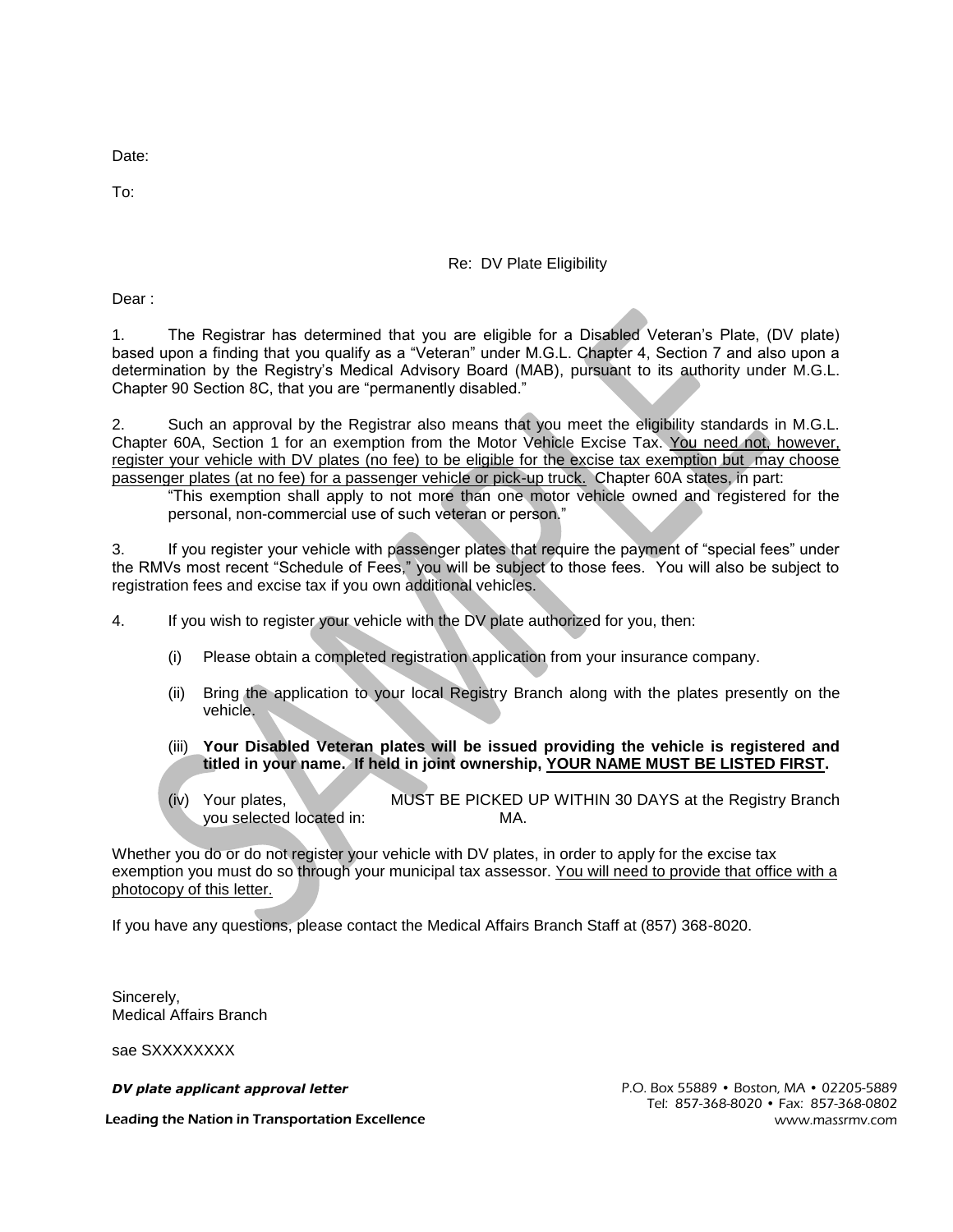Date:

To:

Re: DV Plate Eligibility

Dear :

1. The Registrar has determined that you are eligible for a Disabled Veteran's Plate, (DV plate) based upon a finding that you qualify as a "Veteran" under M.G.L. Chapter 4, Section 7 and also upon a determination by the Registry's Medical Advisory Board (MAB), pursuant to its authority under M.G.L. Chapter 90 Section 8C, that you are "permanently disabled."

2. Such an approval by the Registrar also means that you meet the eligibility standards in M.G.L. Chapter 60A, Section 1 for an exemption from the Motor Vehicle Excise Tax. <u>You need not, however, register your vehicle with DV plates (no fee) to be eligible for the excise tax exemption but may choose passenger plates (at no fee) for a passenger vehicle or pick-up truck.</u> Chapter 60A states, in part:

> "This exemption shall apply to not more than one motor vehicle owned and registered for the personal, non-commercial use of such veteran or person."

3. If you register your vehicle with passenger plates that require the payment of "special fees" under the RMVs most recent "Schedule of Fees," you will be subject to those fees. You will also be subject to registration fees and excise tax if you own additional vehicles.

4. If you wish to register your vehicle with the DV plate authorized for you, then:

   (i) Please obtain a completed registration application from your insurance company.

   (ii) Bring the application to your local Registry Branch along with the plates presently on the vehicle.

   (iii) **Your Disabled Veteran plates will be issued providing the vehicle is registered and titled in your name. If held in joint ownership, <u>YOUR NAME MUST BE LISTED FIRST</u>.**

   (iv) Your plates, MUST BE PICKED UP WITHIN 30 DAYS at the Registry Branch you selected located in: MA.

Whether you do or do not register your vehicle with DV plates, in order to apply for the excise tax exemption you must do so through your municipal tax assessor. <u>You will need to provide that office with a photocopy of this letter.</u>

If you have any questions, please contact the Medical Affairs Branch Staff at (857) 368-8020.

Sincerely,
Medical Affairs Branch

sae SXXXXXXXX

***DV plate applicant approval letter***

P.O. Box 55889 • Boston, MA • 02205-5889
Tel: 857-368-8020 • Fax: 857-368-0802
www.massrmv.com

Leading the Nation in Transportation Excellence